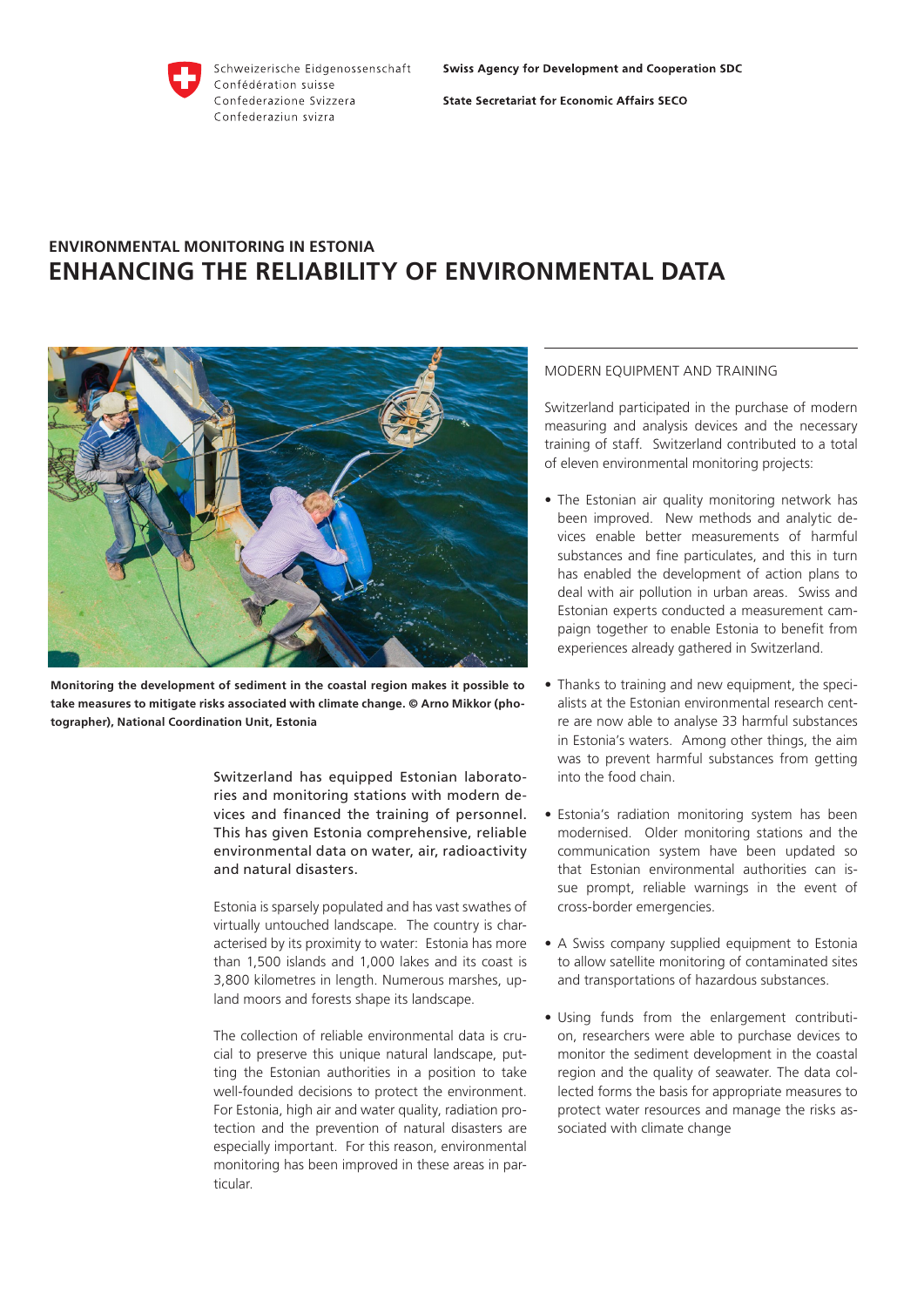Schweizerische Eidgenossenschaft
Confédération suisse
Confederazione Svizzera
Confederaziun svizra

**Swiss Agency for Development and Cooperation SDC**

**State Secretariat for Economic Affairs SECO**

## ENVIRONMENTAL MONITORING IN ESTONIA

# ENHANCING THE RELIABILITY OF ENVIRONMENTAL DATA

**Monitoring the development of sediment in the coastal region makes it possible to take measures to mitigate risks associated with climate change. © Arno Mikkor (photographer), National Coordination Unit, Estonia**

Switzerland has equipped Estonian laboratories and monitoring stations with modern devices and financed the training of personnel. This has given Estonia comprehensive, reliable environmental data on water, air, radioactivity and natural disasters.

Estonia is sparsely populated and has vast swathes of virtually untouched landscape. The country is characterised by its proximity to water: Estonia has more than 1,500 islands and 1,000 lakes and its coast is 3,800 kilometres in length. Numerous marshes, upland moors and forests shape its landscape.

The collection of reliable environmental data is crucial to preserve this unique natural landscape, putting the Estonian authorities in a position to take well-founded decisions to protect the environment. For Estonia, high air and water quality, radiation protection and the prevention of natural disasters are especially important. For this reason, environmental monitoring has been improved in these areas in particular.

## MODERN EQUIPMENT AND TRAINING

Switzerland participated in the purchase of modern measuring and analysis devices and the necessary training of staff. Switzerland contributed to a total of eleven environmental monitoring projects:

- The Estonian air quality monitoring network has been improved. New methods and analytic devices enable better measurements of harmful substances and fine particulates, and this in turn has enabled the development of action plans to deal with air pollution in urban areas. Swiss and Estonian experts conducted a measurement campaign together to enable Estonia to benefit from experiences already gathered in Switzerland.
- Thanks to training and new equipment, the specialists at the Estonian environmental research centre are now able to analyse 33 harmful substances in Estonia's waters. Among other things, the aim was to prevent harmful substances from getting into the food chain.
- Estonia's radiation monitoring system has been modernised. Older monitoring stations and the communication system have been updated so that Estonian environmental authorities can issue prompt, reliable warnings in the event of cross-border emergencies.
- A Swiss company supplied equipment to Estonia to allow satellite monitoring of contaminated sites and transportations of hazardous substances.
- Using funds from the enlargement contribution, researchers were able to purchase devices to monitor the sediment development in the coastal region and the quality of seawater. The data collected forms the basis for appropriate measures to protect water resources and manage the risks associated with climate change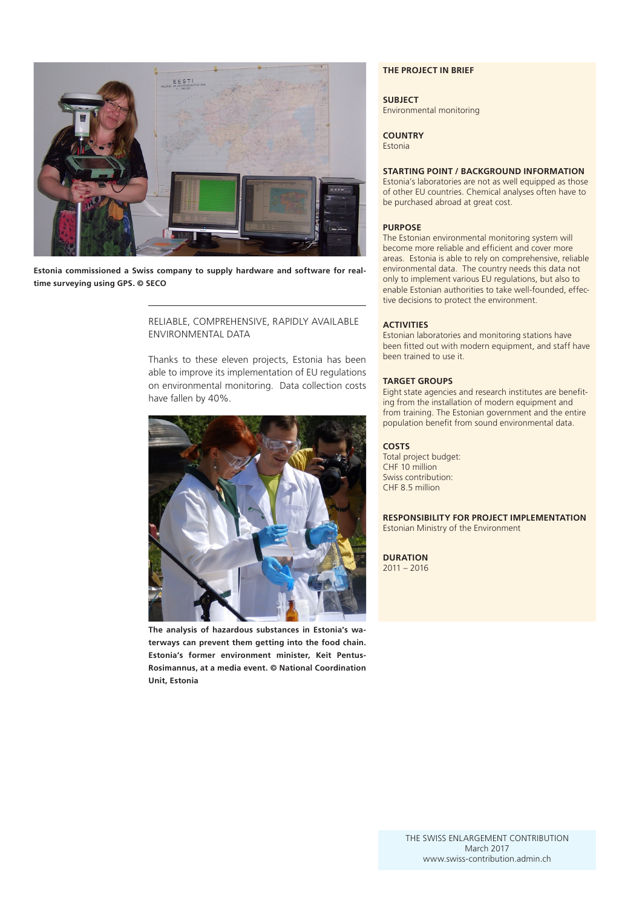Estonia commissioned a Swiss company to supply hardware and software for real-time surveying using GPS. © SECO

RELIABLE, COMPREHENSIVE, RAPIDLY AVAILABLE ENVIRONMENTAL DATA

Thanks to these eleven projects, Estonia has been able to improve its implementation of EU regulations on environmental monitoring. Data collection costs have fallen by 40%.

The analysis of hazardous substances in Estonia's waterways can prevent them getting into the food chain. Estonia's former environment minister, Keit Pentus-Rosimannus, at a media event. © National Coordination Unit, Estonia

## THE PROJECT IN BRIEF

**SUBJECT**
Environmental monitoring

**COUNTRY**
Estonia

**STARTING POINT / BACKGROUND INFORMATION**
Estonia's laboratories are not as well equipped as those of other EU countries. Chemical analyses often have to be purchased abroad at great cost.

**PURPOSE**
The Estonian environmental monitoring system will become more reliable and efficient and cover more areas. Estonia is able to rely on comprehensive, reliable environmental data. The country needs this data not only to implement various EU regulations, but also to enable Estonian authorities to take well-founded, effective decisions to protect the environment.

**ACTIVITIES**
Estonian laboratories and monitoring stations have been fitted out with modern equipment, and staff have been trained to use it.

**TARGET GROUPS**
Eight state agencies and research institutes are benefiting from the installation of modern equipment and from training. The Estonian government and the entire population benefit from sound environmental data.

**COSTS**
Total project budget:
CHF 10 million
Swiss contribution:
CHF 8.5 million

**RESPONSIBILITY FOR PROJECT IMPLEMENTATION**
Estonian Ministry of the Environment

**DURATION**
2011 – 2016

THE SWISS ENLARGEMENT CONTRIBUTION
March 2017
www.swiss-contribution.admin.ch